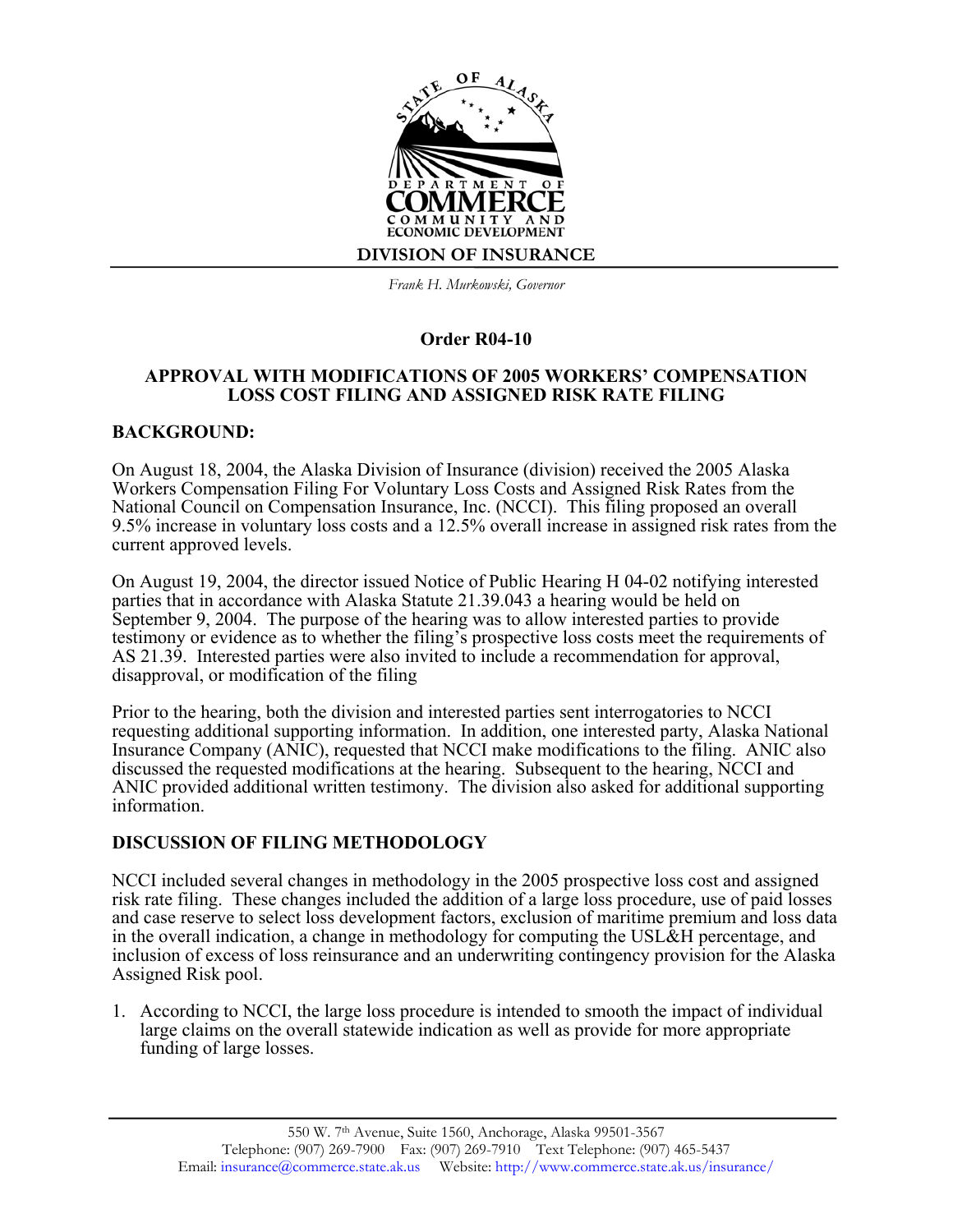STATE OF ALASKA

DEPARTMENT OF COMMERCE COMMUNITY AND ECONOMIC DEVELOPMENT

**DIVISION OF INSURANCE**

*Frank H. Murkowski, Governor*

# Order R04-10

## APPROVAL WITH MODIFICATIONS OF 2005 WORKERS' COMPENSATION LOSS COST FILING AND ASSIGNED RISK RATE FILING

## BACKGROUND:

On August 18, 2004, the Alaska Division of Insurance (division) received the 2005 Alaska Workers Compensation Filing For Voluntary Loss Costs and Assigned Risk Rates from the National Council on Compensation Insurance, Inc. (NCCI). This filing proposed an overall 9.5% increase in voluntary loss costs and a 12.5% overall increase in assigned risk rates from the current approved levels.

On August 19, 2004, the director issued Notice of Public Hearing H 04-02 notifying interested parties that in accordance with Alaska Statute 21.39.043 a hearing would be held on September 9, 2004. The purpose of the hearing was to allow interested parties to provide testimony or evidence as to whether the filing's prospective loss costs meet the requirements of AS 21.39. Interested parties were also invited to include a recommendation for approval, disapproval, or modification of the filing

Prior to the hearing, both the division and interested parties sent interrogatories to NCCI requesting additional supporting information. In addition, one interested party, Alaska National Insurance Company (ANIC), requested that NCCI make modifications to the filing. ANIC also discussed the requested modifications at the hearing. Subsequent to the hearing, NCCI and ANIC provided additional written testimony. The division also asked for additional supporting information.

## DISCUSSION OF FILING METHODOLOGY

NCCI included several changes in methodology in the 2005 prospective loss cost and assigned risk rate filing. These changes included the addition of a large loss procedure, use of paid losses and case reserve to select loss development factors, exclusion of maritime premium and loss data in the overall indication, a change in methodology for computing the USL&H percentage, and inclusion of excess of loss reinsurance and an underwriting contingency provision for the Alaska Assigned Risk pool.

1. According to NCCI, the large loss procedure is intended to smooth the impact of individual large claims on the overall statewide indication as well as provide for more appropriate funding of large losses.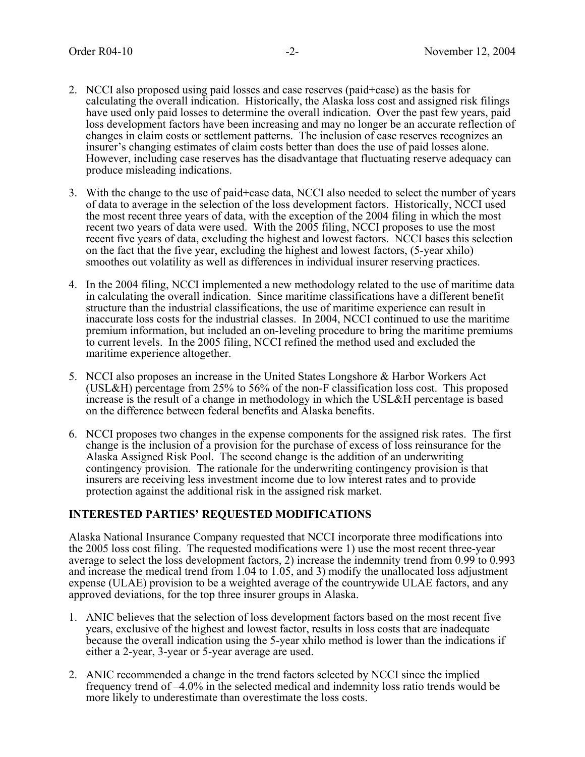2. NCCI also proposed using paid losses and case reserves (paid+case) as the basis for calculating the overall indication. Historically, the Alaska loss cost and assigned risk filings have used only paid losses to determine the overall indication. Over the past few years, paid loss development factors have been increasing and may no longer be an accurate reflection of changes in claim costs or settlement patterns. The inclusion of case reserves recognizes an insurer's changing estimates of claim costs better than does the use of paid losses alone. However, including case reserves has the disadvantage that fluctuating reserve adequacy can produce misleading indications.

3. With the change to the use of paid+case data, NCCI also needed to select the number of years of data to average in the selection of the loss development factors. Historically, NCCI used the most recent three years of data, with the exception of the 2004 filing in which the most recent two years of data were used. With the 2005 filing, NCCI proposes to use the most recent five years of data, excluding the highest and lowest factors. NCCI bases this selection on the fact that the five year, excluding the highest and lowest factors, (5-year xhilo) smoothes out volatility as well as differences in individual insurer reserving practices.

4. In the 2004 filing, NCCI implemented a new methodology related to the use of maritime data in calculating the overall indication. Since maritime classifications have a different benefit structure than the industrial classifications, the use of maritime experience can result in inaccurate loss costs for the industrial classes. In 2004, NCCI continued to use the maritime premium information, but included an on-leveling procedure to bring the maritime premiums to current levels. In the 2005 filing, NCCI refined the method used and excluded the maritime experience altogether.

5. NCCI also proposes an increase in the United States Longshore & Harbor Workers Act (USL&H) percentage from 25% to 56% of the non-F classification loss cost. This proposed increase is the result of a change in methodology in which the USL&H percentage is based on the difference between federal benefits and Alaska benefits.

6. NCCI proposes two changes in the expense components for the assigned risk rates. The first change is the inclusion of a provision for the purchase of excess of loss reinsurance for the Alaska Assigned Risk Pool. The second change is the addition of an underwriting contingency provision. The rationale for the underwriting contingency provision is that insurers are receiving less investment income due to low interest rates and to provide protection against the additional risk in the assigned risk market.

## INTERESTED PARTIES' REQUESTED MODIFICATIONS

Alaska National Insurance Company requested that NCCI incorporate three modifications into the 2005 loss cost filing. The requested modifications were 1) use the most recent three-year average to select the loss development factors, 2) increase the indemnity trend from 0.99 to 0.993 and increase the medical trend from 1.04 to 1.05, and 3) modify the unallocated loss adjustment expense (ULAE) provision to be a weighted average of the countrywide ULAE factors, and any approved deviations, for the top three insurer groups in Alaska.

1. ANIC believes that the selection of loss development factors based on the most recent five years, exclusive of the highest and lowest factor, results in loss costs that are inadequate because the overall indication using the 5-year xhilo method is lower than the indications if either a 2-year, 3-year or 5-year average are used.

2. ANIC recommended a change in the trend factors selected by NCCI since the implied frequency trend of –4.0% in the selected medical and indemnity loss ratio trends would be more likely to underestimate than overestimate the loss costs.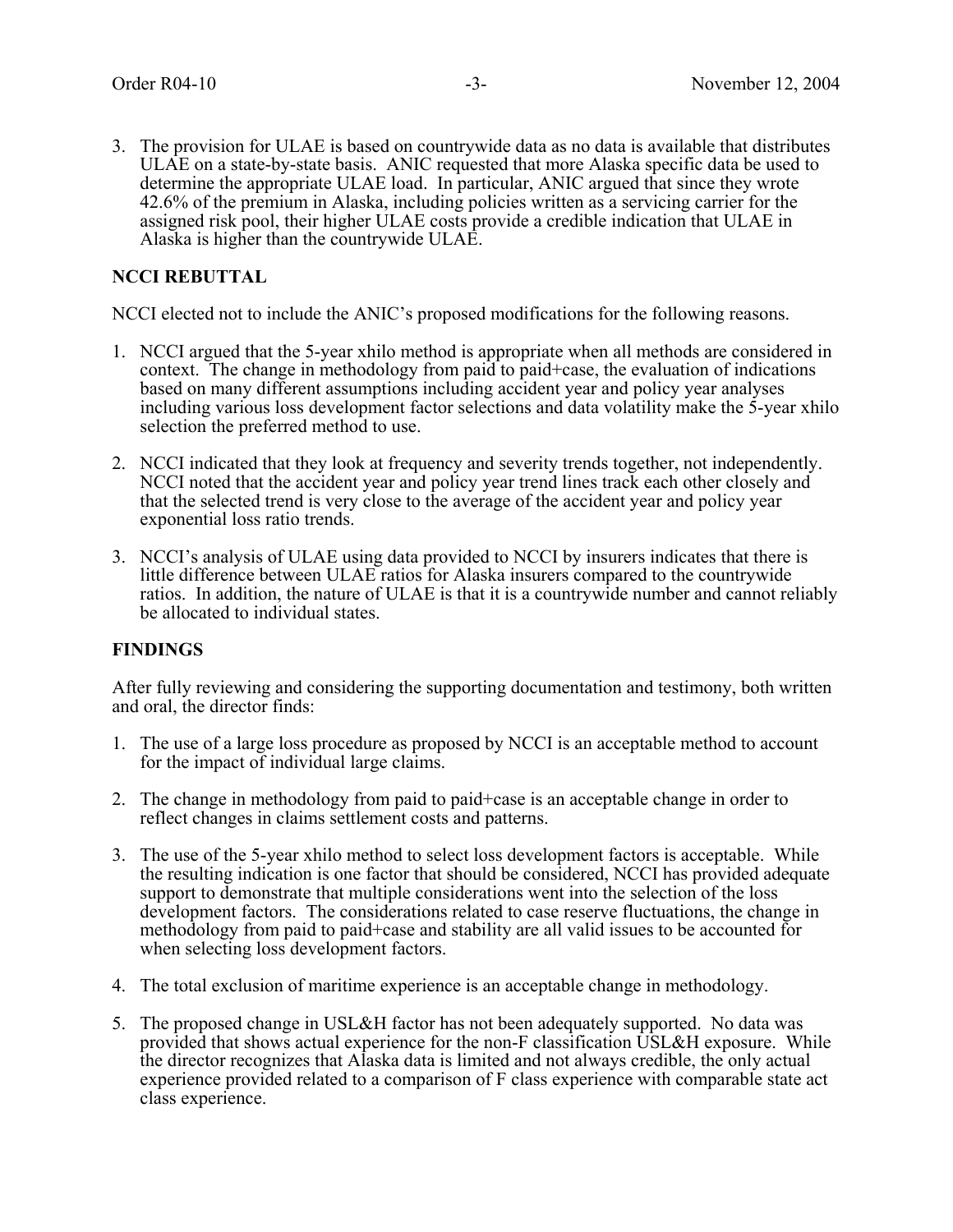3. The provision for ULAE is based on countrywide data as no data is available that distributes ULAE on a state-by-state basis. ANIC requested that more Alaska specific data be used to determine the appropriate ULAE load. In particular, ANIC argued that since they wrote 42.6% of the premium in Alaska, including policies written as a servicing carrier for the assigned risk pool, their higher ULAE costs provide a credible indication that ULAE in Alaska is higher than the countrywide ULAE.

**NCCI REBUTTAL**

NCCI elected not to include the ANIC's proposed modifications for the following reasons.

1. NCCI argued that the 5-year xhilo method is appropriate when all methods are considered in context. The change in methodology from paid to paid+case, the evaluation of indications based on many different assumptions including accident year and policy year analyses including various loss development factor selections and data volatility make the 5-year xhilo selection the preferred method to use.

2. NCCI indicated that they look at frequency and severity trends together, not independently. NCCI noted that the accident year and policy year trend lines track each other closely and that the selected trend is very close to the average of the accident year and policy year exponential loss ratio trends.

3. NCCI's analysis of ULAE using data provided to NCCI by insurers indicates that there is little difference between ULAE ratios for Alaska insurers compared to the countrywide ratios. In addition, the nature of ULAE is that it is a countrywide number and cannot reliably be allocated to individual states.

**FINDINGS**

After fully reviewing and considering the supporting documentation and testimony, both written and oral, the director finds:

1. The use of a large loss procedure as proposed by NCCI is an acceptable method to account for the impact of individual large claims.

2. The change in methodology from paid to paid+case is an acceptable change in order to reflect changes in claims settlement costs and patterns.

3. The use of the 5-year xhilo method to select loss development factors is acceptable. While the resulting indication is one factor that should be considered, NCCI has provided adequate support to demonstrate that multiple considerations went into the selection of the loss development factors. The considerations related to case reserve fluctuations, the change in methodology from paid to paid+case and stability are all valid issues to be accounted for when selecting loss development factors.

4. The total exclusion of maritime experience is an acceptable change in methodology.

5. The proposed change in USL&H factor has not been adequately supported. No data was provided that shows actual experience for the non-F classification USL&H exposure. While the director recognizes that Alaska data is limited and not always credible, the only actual experience provided related to a comparison of F class experience with comparable state act class experience.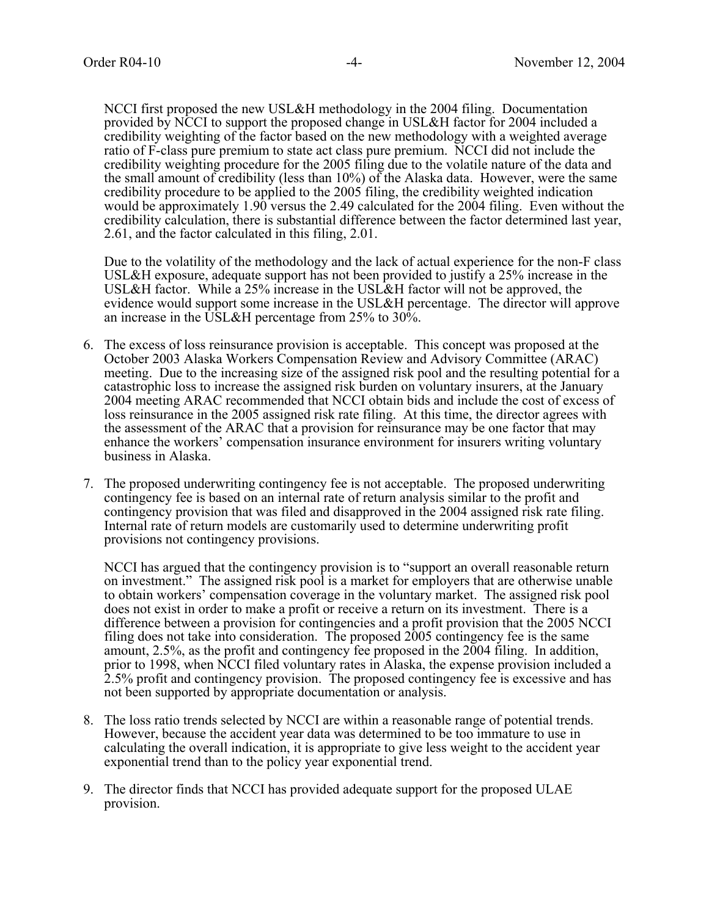NCCI first proposed the new USL&H methodology in the 2004 filing. Documentation provided by NCCI to support the proposed change in USL&H factor for 2004 included a credibility weighting of the factor based on the new methodology with a weighted average ratio of F-class pure premium to state act class pure premium. NCCI did not include the credibility weighting procedure for the 2005 filing due to the volatile nature of the data and the small amount of credibility (less than 10%) of the Alaska data. However, were the same credibility procedure to be applied to the 2005 filing, the credibility weighted indication would be approximately 1.90 versus the 2.49 calculated for the 2004 filing. Even without the credibility calculation, there is substantial difference between the factor determined last year, 2.61, and the factor calculated in this filing, 2.01.

Due to the volatility of the methodology and the lack of actual experience for the non-F class USL&H exposure, adequate support has not been provided to justify a 25% increase in the USL&H factor. While a 25% increase in the USL&H factor will not be approved, the evidence would support some increase in the USL&H percentage. The director will approve an increase in the USL&H percentage from 25% to 30%.

6. The excess of loss reinsurance provision is acceptable. This concept was proposed at the October 2003 Alaska Workers Compensation Review and Advisory Committee (ARAC) meeting. Due to the increasing size of the assigned risk pool and the resulting potential for a catastrophic loss to increase the assigned risk burden on voluntary insurers, at the January 2004 meeting ARAC recommended that NCCI obtain bids and include the cost of excess of loss reinsurance in the 2005 assigned risk rate filing. At this time, the director agrees with the assessment of the ARAC that a provision for reinsurance may be one factor that may enhance the workers' compensation insurance environment for insurers writing voluntary business in Alaska.

7. The proposed underwriting contingency fee is not acceptable. The proposed underwriting contingency fee is based on an internal rate of return analysis similar to the profit and contingency provision that was filed and disapproved in the 2004 assigned risk rate filing. Internal rate of return models are customarily used to determine underwriting profit provisions not contingency provisions.

   NCCI has argued that the contingency provision is to "support an overall reasonable return on investment." The assigned risk pool is a market for employers that are otherwise unable to obtain workers' compensation coverage in the voluntary market. The assigned risk pool does not exist in order to make a profit or receive a return on its investment. There is a difference between a provision for contingencies and a profit provision that the 2005 NCCI filing does not take into consideration. The proposed 2005 contingency fee is the same amount, 2.5%, as the profit and contingency fee proposed in the 2004 filing. In addition, prior to 1998, when NCCI filed voluntary rates in Alaska, the expense provision included a 2.5% profit and contingency provision. The proposed contingency fee is excessive and has not been supported by appropriate documentation or analysis.

8. The loss ratio trends selected by NCCI are within a reasonable range of potential trends. However, because the accident year data was determined to be too immature to use in calculating the overall indication, it is appropriate to give less weight to the accident year exponential trend than to the policy year exponential trend.

9. The director finds that NCCI has provided adequate support for the proposed ULAE provision.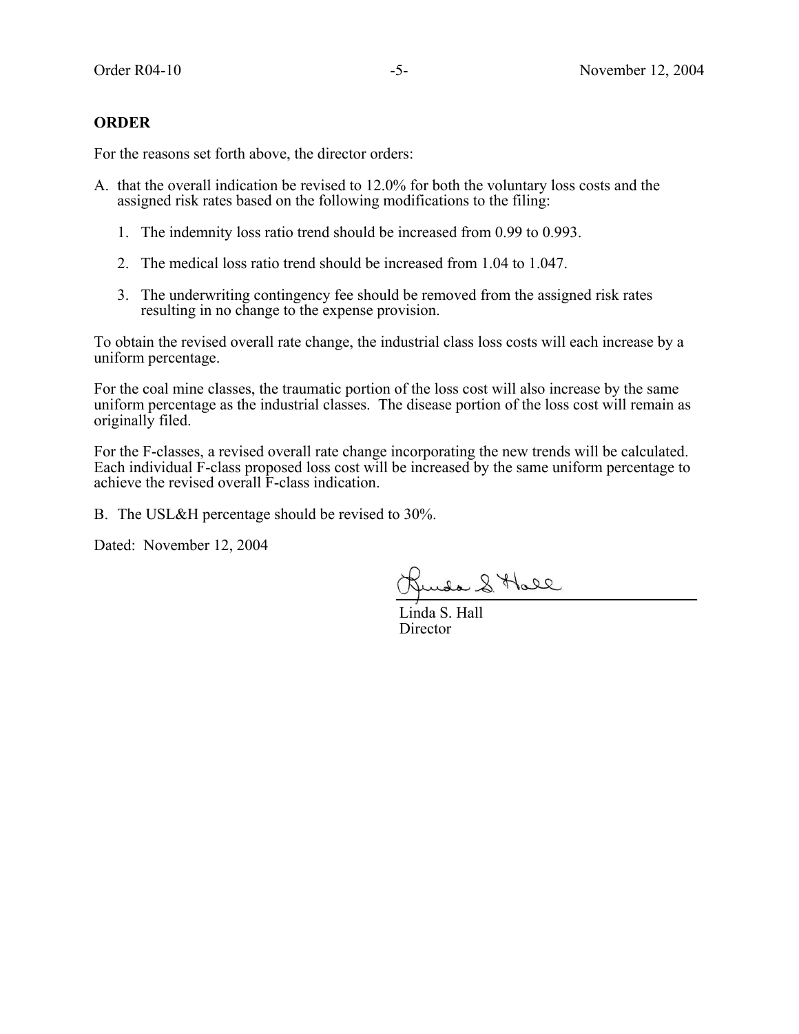**ORDER**

For the reasons set forth above, the director orders:

A. that the overall indication be revised to 12.0% for both the voluntary loss costs and the assigned risk rates based on the following modifications to the filing:

   1. The indemnity loss ratio trend should be increased from 0.99 to 0.993.

   2. The medical loss ratio trend should be increased from 1.04 to 1.047.

   3. The underwriting contingency fee should be removed from the assigned risk rates resulting in no change to the expense provision.

To obtain the revised overall rate change, the industrial class loss costs will each increase by a uniform percentage.

For the coal mine classes, the traumatic portion of the loss cost will also increase by the same uniform percentage as the industrial classes. The disease portion of the loss cost will remain as originally filed.

For the F-classes, a revised overall rate change incorporating the new trends will be calculated. Each individual F-class proposed loss cost will be increased by the same uniform percentage to achieve the revised overall F-class indication.

B. The USL&H percentage should be revised to 30%.

Dated: November 12, 2004

Linda S. Hall
Director